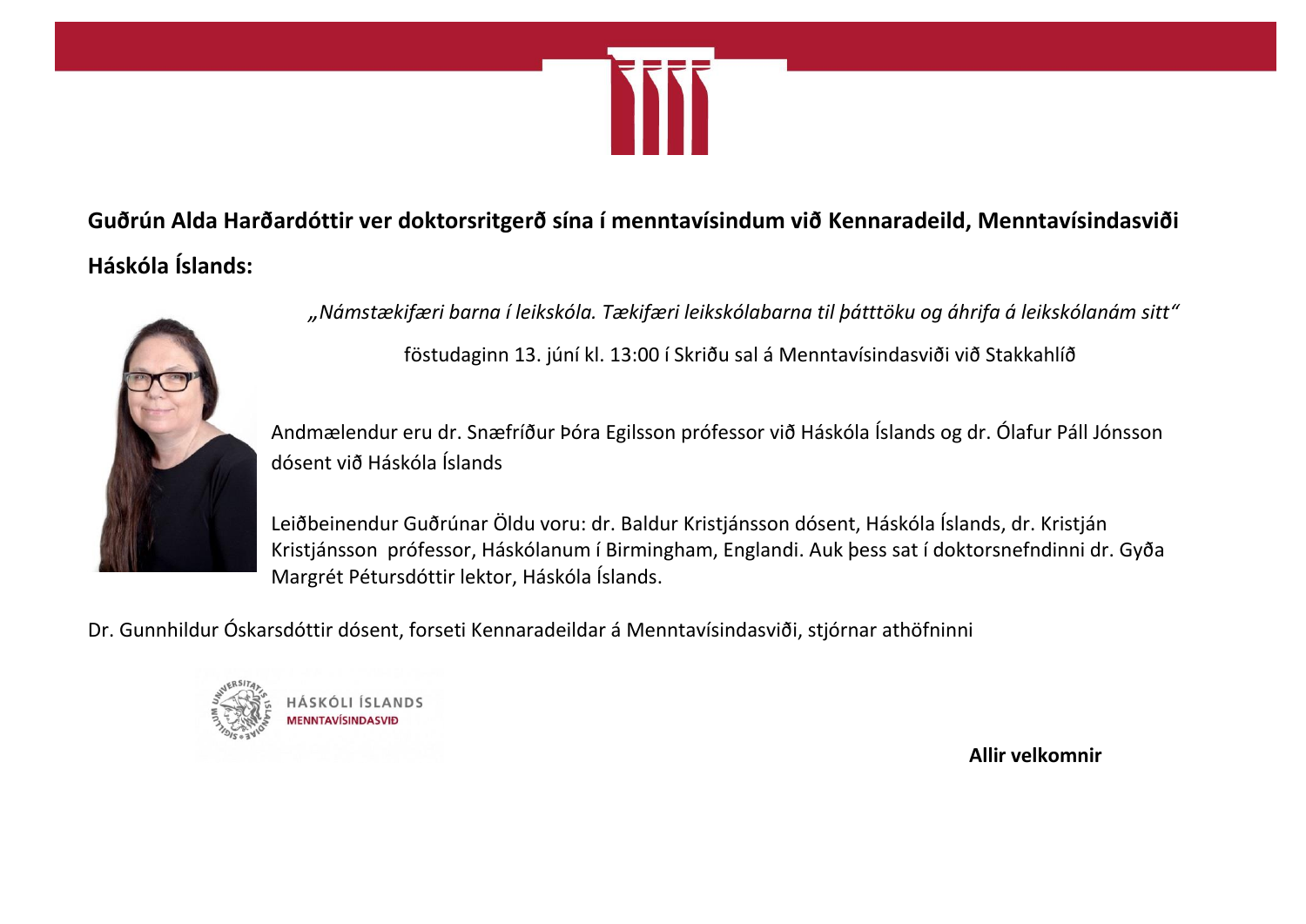**Guðrún Alda Harðardóttir ver doktorsritgerð sína í menntavísindum við Kennaradeild, Menntavísindasviði Háskóla Íslands:**

*„Námstækifæri barna í leikskóla. Tækifæri leikskólabarna til þátttöku og áhrifa á leikskólanám sitt“*

föstudaginn 13. júní kl. 13:00 í Skriðu sal á Menntavísindasviði við Stakkahlíð

Andmælendur eru dr. Snæfríður Þóra Egilsson prófessor við Háskóla Íslands og dr. Ólafur Páll Jónsson dósent við Háskóla Íslands

Leiðbeinendur Guðrúnar Öldu voru: dr. Baldur Kristjánsson dósent, Háskóla Íslands, dr. Kristján Kristjánsson prófessor, Háskólanum í Birmingham, Englandi. Auk þess sat í doktorsnefndinni dr. Gyða Margrét Pétursdóttir lektor, Háskóla Íslands.

Dr. Gunnhildur Óskarsdóttir dósent, forseti Kennaradeildar á Menntavísindasviði, stjórnar athöfninni

HÁSKÓLI ÍSLANDS
MENNTAVÍSINDASVIÐ

**Allir velkomnir**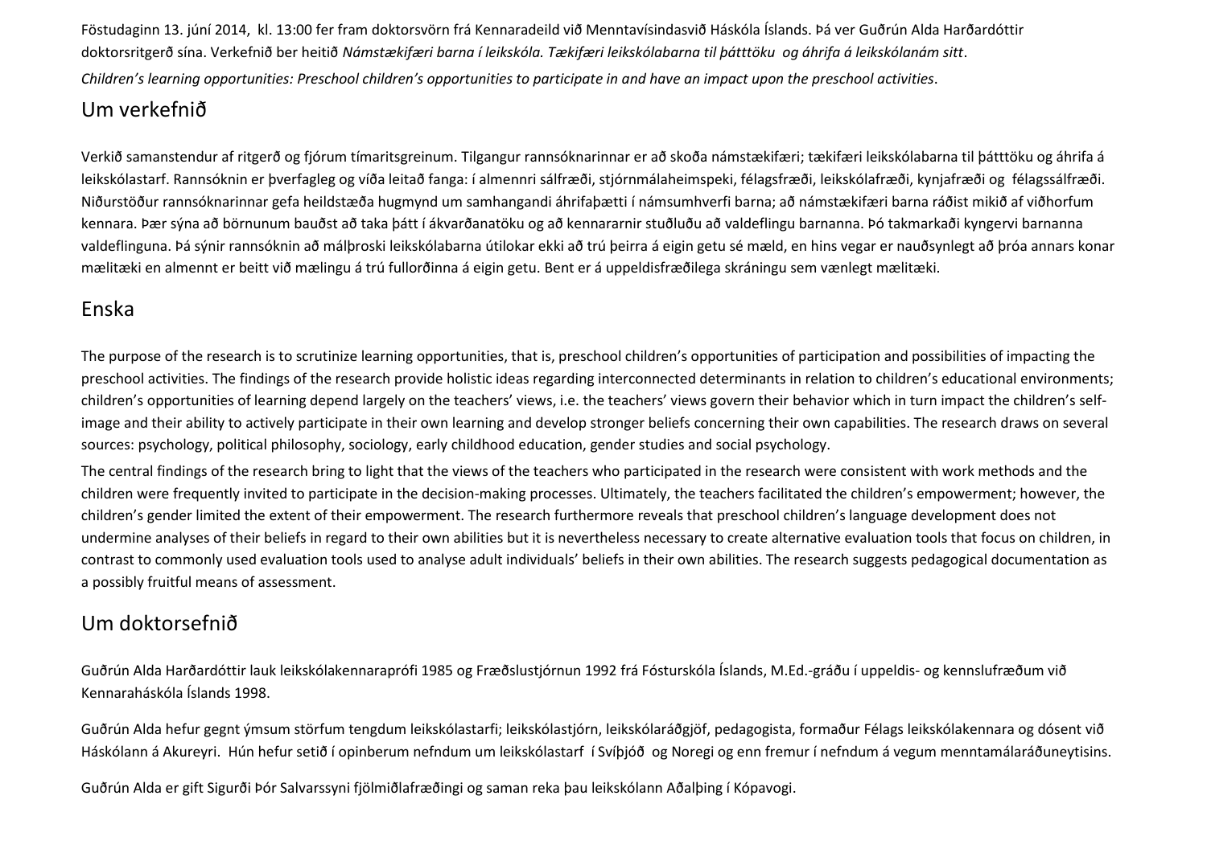Föstudaginn 13. júní 2014, kl. 13:00 fer fram doktorsvörn frá Kennaradeild við Menntavísindasvið Háskóla Íslands. Þá ver Guðrún Alda Harðardóttir doktorsritgerð sína. Verkefnið ber heitið *Námstækifæri barna í leikskóla. Tækifæri leikskólabarna til þátttöku og áhrifa á leikskólanám sitt*.

*Children's learning opportunities: Preschool children's opportunities to participate in and have an impact upon the preschool activities*.

## Um verkefnið

Verkið samanstendur af ritgerð og fjórum tímaritsgreinum. Tilgangur rannsóknarinnar er að skoða námstækifæri; tækifæri leikskólabarna til þátttöku og áhrifa á leikskólastarf. Rannsóknin er þverfagleg og víða leitað fanga: í almennri sálfræði, stjórnmálaheimspeki, félagsfræði, leikskólafræði, kynjafræði og félagssálfræði. Niðurstöður rannsóknarinnar gefa heildstæða hugmynd um samhangandi áhrifaþætti í námsumhverfi barna; að námstækifæri barna ráðist mikið af viðhorfum kennara. Þær sýna að börnunum bauðst að taka þátt í ákvarðanatöku og að kennararnir studdu að valdeflingu barnanna. Þó takmarkaði kyngervi barnanna valdeflinguna. Þá sýnir rannsóknin að málþroski leikskólabarna útilokar ekki að trú þeirra á eigin getu sé mæld, en hins vegar er nauðsynlegt að þróa annars konar mælitæki en almennt er beitt við mælingu á trú fullorðinna á eigin getu. Bent er á uppeldisfræðilega skráningu sem vænlegt mælitæki.

## Enska

The purpose of the research is to scrutinize learning opportunities, that is, preschool children's opportunities of participation and possibilities of impacting the preschool activities. The findings of the research provide holistic ideas regarding interconnected determinants in relation to children's educational environments; children's opportunities of learning depend largely on the teachers' views, i.e. the teachers' views govern their behavior which in turn impact the children's self-image and their ability to actively participate in their own learning and develop stronger beliefs concerning their own capabilities. The research draws on several sources: psychology, political philosophy, sociology, early childhood education, gender studies and social psychology.

The central findings of the research bring to light that the views of the teachers who participated in the research were consistent with work methods and the children were frequently invited to participate in the decision-making processes. Ultimately, the teachers facilitated the children's empowerment; however, the children's gender limited the extent of their empowerment. The research furthermore reveals that preschool children's language development does not undermine analyses of their beliefs in regard to their own abilities but it is nevertheless necessary to create alternative evaluation tools that focus on children, in contrast to commonly used evaluation tools used to analyse adult individuals' beliefs in their own abilities. The research suggests pedagogical documentation as a possibly fruitful means of assessment.

## Um doktorsefnið

Guðrún Alda Harðardóttir lauk leikskólakennaraprófi 1985 og Fræðslustjórnun 1992 frá Fósturskóla Íslands, M.Ed.-gráðu í uppeldis- og kennslufræðum við Kennaraháskóla Íslands 1998.

Guðrún Alda hefur gegnt ýmsum störfum tengdum leikskólastarfi; leikskólastjórn, leikskólaráðgjöf, pedagogista, formaður Félags leikskólakennara og dósent við Háskólann á Akureyri. Hún hefur setið í opinberum nefndum um leikskólastarf í Svíþjóð og Noregi og enn fremur í nefndum á vegum menntamálaráðuneytisins.

Guðrún Alda er gift Sigurði Þór Salvarssyni fjölmiðlafræðingi og saman reka þau leikskólann Aðalþing í Kópavogi.